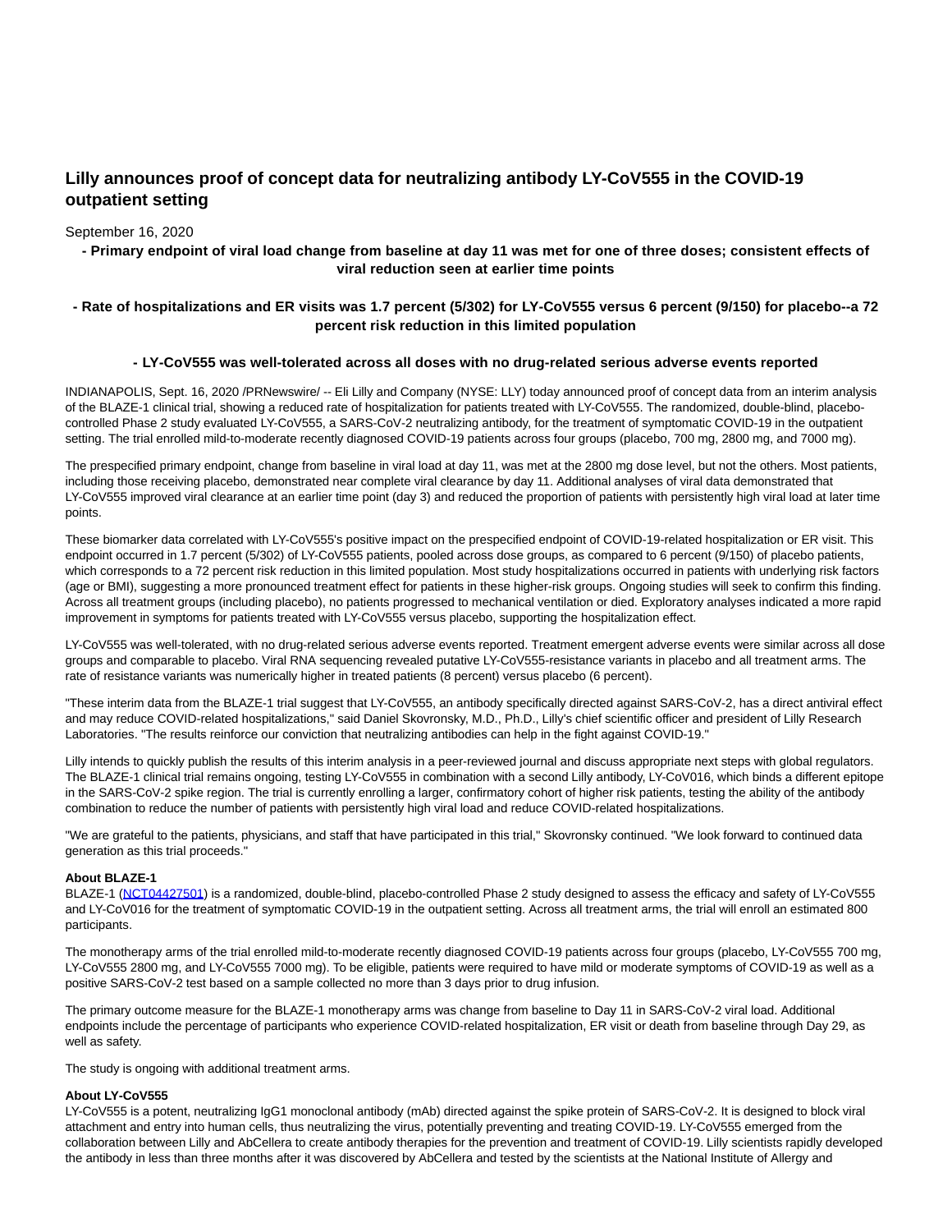# Lilly announces proof of concept data for neutralizing antibody LY-CoV555 in the COVID-19 outpatient setting

September 16, 2020

**- Primary endpoint of viral load change from baseline at day 11 was met for one of three doses; consistent effects of viral reduction seen at earlier time points**

**- Rate of hospitalizations and ER visits was 1.7 percent (5/302) for LY-CoV555 versus 6 percent (9/150) for placebo--a 72 percent risk reduction in this limited population**

**- LY-CoV555 was well-tolerated across all doses with no drug-related serious adverse events reported**

INDIANAPOLIS, Sept. 16, 2020 /PRNewswire/ -- Eli Lilly and Company (NYSE: LLY) today announced proof of concept data from an interim analysis of the BLAZE-1 clinical trial, showing a reduced rate of hospitalization for patients treated with LY-CoV555. The randomized, double-blind, placebo-controlled Phase 2 study evaluated LY-CoV555, a SARS-CoV-2 neutralizing antibody, for the treatment of symptomatic COVID-19 in the outpatient setting. The trial enrolled mild-to-moderate recently diagnosed COVID-19 patients across four groups (placebo, 700 mg, 2800 mg, and 7000 mg).

The prespecified primary endpoint, change from baseline in viral load at day 11, was met at the 2800 mg dose level, but not the others. Most patients, including those receiving placebo, demonstrated near complete viral clearance by day 11. Additional analyses of viral data demonstrated that LY-CoV555 improved viral clearance at an earlier time point (day 3) and reduced the proportion of patients with persistently high viral load at later time points.

These biomarker data correlated with LY-CoV555's positive impact on the prespecified endpoint of COVID-19-related hospitalization or ER visit. This endpoint occurred in 1.7 percent (5/302) of LY-CoV555 patients, pooled across dose groups, as compared to 6 percent (9/150) of placebo patients, which corresponds to a 72 percent risk reduction in this limited population. Most study hospitalizations occurred in patients with underlying risk factors (age or BMI), suggesting a more pronounced treatment effect for patients in these higher-risk groups. Ongoing studies will seek to confirm this finding. Across all treatment groups (including placebo), no patients progressed to mechanical ventilation or died. Exploratory analyses indicated a more rapid improvement in symptoms for patients treated with LY-CoV555 versus placebo, supporting the hospitalization effect.

LY-CoV555 was well-tolerated, with no drug-related serious adverse events reported. Treatment emergent adverse events were similar across all dose groups and comparable to placebo. Viral RNA sequencing revealed putative LY-CoV555-resistance variants in placebo and all treatment arms. The rate of resistance variants was numerically higher in treated patients (8 percent) versus placebo (6 percent).

"These interim data from the BLAZE-1 trial suggest that LY-CoV555, an antibody specifically directed against SARS-CoV-2, has a direct antiviral effect and may reduce COVID-related hospitalizations," said Daniel Skovronsky, M.D., Ph.D., Lilly's chief scientific officer and president of Lilly Research Laboratories. "The results reinforce our conviction that neutralizing antibodies can help in the fight against COVID-19."

Lilly intends to quickly publish the results of this interim analysis in a peer-reviewed journal and discuss appropriate next steps with global regulators. The BLAZE-1 clinical trial remains ongoing, testing LY-CoV555 in combination with a second Lilly antibody, LY-CoV016, which binds a different epitope in the SARS-CoV-2 spike region. The trial is currently enrolling a larger, confirmatory cohort of higher risk patients, testing the ability of the antibody combination to reduce the number of patients with persistently high viral load and reduce COVID-related hospitalizations.

"We are grateful to the patients, physicians, and staff that have participated in this trial," Skovronsky continued. "We look forward to continued data generation as this trial proceeds."

**About BLAZE-1**

BLAZE-1 (NCT04427501) is a randomized, double-blind, placebo-controlled Phase 2 study designed to assess the efficacy and safety of LY-CoV555 and LY-CoV016 for the treatment of symptomatic COVID-19 in the outpatient setting. Across all treatment arms, the trial will enroll an estimated 800 participants.

The monotherapy arms of the trial enrolled mild-to-moderate recently diagnosed COVID-19 patients across four groups (placebo, LY-CoV555 700 mg, LY-CoV555 2800 mg, and LY-CoV555 7000 mg). To be eligible, patients were required to have mild or moderate symptoms of COVID-19 as well as a positive SARS-CoV-2 test based on a sample collected no more than 3 days prior to drug infusion.

The primary outcome measure for the BLAZE-1 monotherapy arms was change from baseline to Day 11 in SARS-CoV-2 viral load. Additional endpoints include the percentage of participants who experience COVID-related hospitalization, ER visit or death from baseline through Day 29, as well as safety.

The study is ongoing with additional treatment arms.

**About LY-CoV555**

LY-CoV555 is a potent, neutralizing IgG1 monoclonal antibody (mAb) directed against the spike protein of SARS-CoV-2. It is designed to block viral attachment and entry into human cells, thus neutralizing the virus, potentially preventing and treating COVID-19. LY-CoV555 emerged from the collaboration between Lilly and AbCellera to create antibody therapies for the prevention and treatment of COVID-19. Lilly scientists rapidly developed the antibody in less than three months after it was discovered by AbCellera and tested by the scientists at the National Institute of Allergy and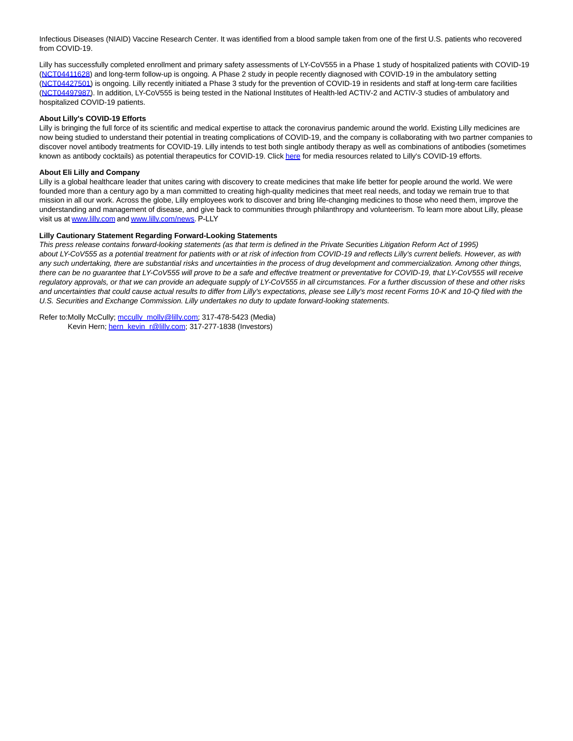Infectious Diseases (NIAID) Vaccine Research Center. It was identified from a blood sample taken from one of the first U.S. patients who recovered from COVID-19.

Lilly has successfully completed enrollment and primary safety assessments of LY-CoV555 in a Phase 1 study of hospitalized patients with COVID-19 (NCT04411628) and long-term follow-up is ongoing. A Phase 2 study in people recently diagnosed with COVID-19 in the ambulatory setting (NCT04427501) is ongoing. Lilly recently initiated a Phase 3 study for the prevention of COVID-19 in residents and staff at long-term care facilities (NCT04497987). In addition, LY-CoV555 is being tested in the National Institutes of Health-led ACTIV-2 and ACTIV-3 studies of ambulatory and hospitalized COVID-19 patients.

**About Lilly's COVID-19 Efforts**

Lilly is bringing the full force of its scientific and medical expertise to attack the coronavirus pandemic around the world. Existing Lilly medicines are now being studied to understand their potential in treating complications of COVID-19, and the company is collaborating with two partner companies to discover novel antibody treatments for COVID-19. Lilly intends to test both single antibody therapy as well as combinations of antibodies (sometimes known as antibody cocktails) as potential therapeutics for COVID-19. Click here for media resources related to Lilly's COVID-19 efforts.

**About Eli Lilly and Company**

Lilly is a global healthcare leader that unites caring with discovery to create medicines that make life better for people around the world. We were founded more than a century ago by a man committed to creating high-quality medicines that meet real needs, and today we remain true to that mission in all our work. Across the globe, Lilly employees work to discover and bring life-changing medicines to those who need them, improve the understanding and management of disease, and give back to communities through philanthropy and volunteerism. To learn more about Lilly, please visit us at www.lilly.com and www.lilly.com/news. P-LLY

**Lilly Cautionary Statement Regarding Forward-Looking Statements**

*This press release contains forward-looking statements (as that term is defined in the Private Securities Litigation Reform Act of 1995) about LY-CoV555 as a potential treatment for patients with or at risk of infection from COVID-19 and reflects Lilly's current beliefs. However, as with any such undertaking, there are substantial risks and uncertainties in the process of drug development and commercialization. Among other things, there can be no guarantee that LY-CoV555 will prove to be a safe and effective treatment or preventative for COVID-19, that LY-CoV555 will receive regulatory approvals, or that we can provide an adequate supply of LY-CoV555 in all circumstances. For a further discussion of these and other risks and uncertainties that could cause actual results to differ from Lilly's expectations, please see Lilly's most recent Forms 10-K and 10-Q filed with the U.S. Securities and Exchange Commission. Lilly undertakes no duty to update forward-looking statements.*

Refer to: Molly McCully; mccully_molly@lilly.com; 317-478-5423 (Media)
Kevin Hern; hern_kevin_r@lilly.com; 317-277-1838 (Investors)